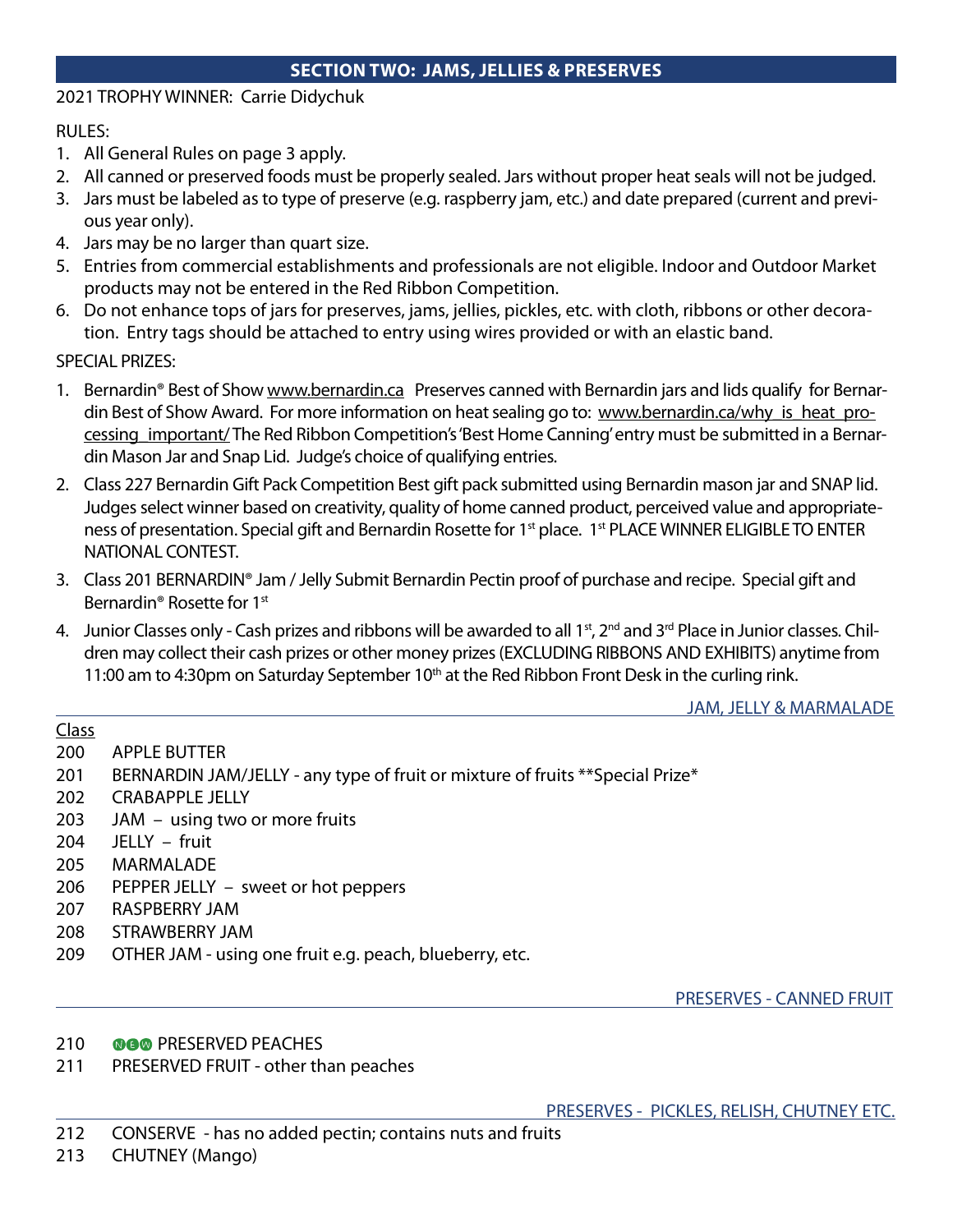## SECTION TWO: JAMS, JELLIES & PRESERVES

2021 TROPHY WINNER: Carrie Didychuk

RULES:

1. All General Rules on page 3 apply.
2. All canned or preserved foods must be properly sealed. Jars without proper heat seals will not be judged.
3. Jars must be labeled as to type of preserve (e.g. raspberry jam, etc.) and date prepared (current and previous year only).
4. Jars may be no larger than quart size.
5. Entries from commercial establishments and professionals are not eligible. Indoor and Outdoor Market products may not be entered in the Red Ribbon Competition.
6. Do not enhance tops of jars for preserves, jams, jellies, pickles, etc. with cloth, ribbons or other decoration. Entry tags should be attached to entry using wires provided or with an elastic band.

SPECIAL PRIZES:

1. Bernardin® Best of Show www.bernardin.ca Preserves canned with Bernardin jars and lids qualify for Bernardin Best of Show Award. For more information on heat sealing go to: www.bernardin.ca/why_is_heat_processing_important/ The Red Ribbon Competition's 'Best Home Canning' entry must be submitted in a Bernardin Mason Jar and Snap Lid. Judge's choice of qualifying entries.
2. Class 227 Bernardin Gift Pack Competition Best gift pack submitted using Bernardin mason jar and SNAP lid. Judges select winner based on creativity, quality of home canned product, perceived value and appropriateness of presentation. Special gift and Bernardin Rosette for 1st place. 1st PLACE WINNER ELIGIBLE TO ENTER NATIONAL CONTEST.
3. Class 201 BERNARDIN® Jam / Jelly Submit Bernardin Pectin proof of purchase and recipe. Special gift and Bernardin® Rosette for 1st
4. Junior Classes only - Cash prizes and ribbons will be awarded to all 1st, 2nd and 3rd Place in Junior classes. Children may collect their cash prizes or other money prizes (EXCLUDING RIBBONS AND EXHIBITS) anytime from 11:00 am to 4:30pm on Saturday September 10th at the Red Ribbon Front Desk in the curling rink.

### JAM, JELLY & MARMALADE

Class

- 200 APPLE BUTTER
- 201 BERNARDIN JAM/JELLY - any type of fruit or mixture of fruits **Special Prize*
- 202 CRABAPPLE JELLY
- 203 JAM – using two or more fruits
- 204 JELLY – fruit
- 205 MARMALADE
- 206 PEPPER JELLY – sweet or hot peppers
- 207 RASPBERRY JAM
- 208 STRAWBERRY JAM
- 209 OTHER JAM - using one fruit e.g. peach, blueberry, etc.

### PRESERVES - CANNED FRUIT

- 210 NEW PRESERVED PEACHES
- 211 PRESERVED FRUIT - other than peaches

### PRESERVES - PICKLES, RELISH, CHUTNEY ETC.

- 212 CONSERVE - has no added pectin; contains nuts and fruits
- 213 CHUTNEY (Mango)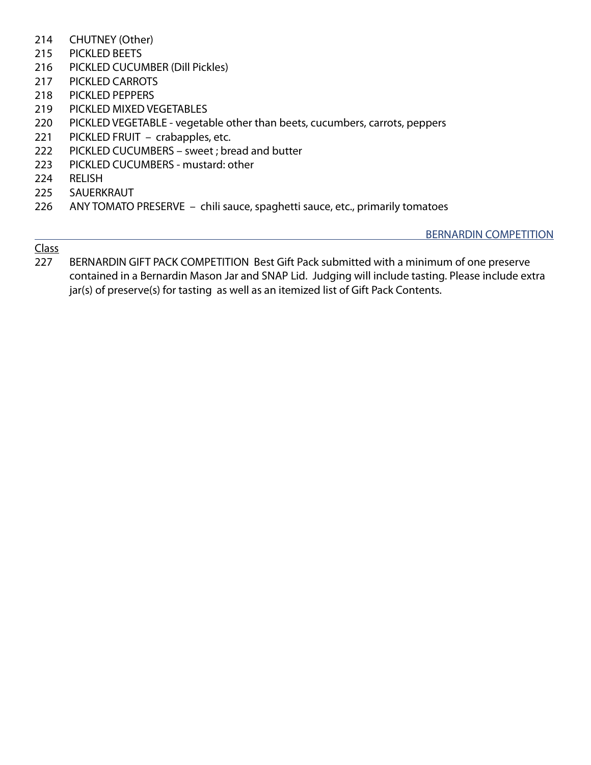214 CHUTNEY (Other)
215 PICKLED BEETS
216 PICKLED CUCUMBER (Dill Pickles)
217 PICKLED CARROTS
218 PICKLED PEPPERS
219 PICKLED MIXED VEGETABLES
220 PICKLED VEGETABLE - vegetable other than beets, cucumbers, carrots, peppers
221 PICKLED FRUIT – crabapples, etc.
222 PICKLED CUCUMBERS – sweet ; bread and butter
223 PICKLED CUCUMBERS - mustard: other
224 RELISH
225 SAUERKRAUT
226 ANY TOMATO PRESERVE – chili sauce, spaghetti sauce, etc., primarily tomatoes

## BERNARDIN COMPETITION

Class

227 BERNARDIN GIFT PACK COMPETITION Best Gift Pack submitted with a minimum of one preserve contained in a Bernardin Mason Jar and SNAP Lid. Judging will include tasting. Please include extra jar(s) of preserve(s) for tasting as well as an itemized list of Gift Pack Contents.